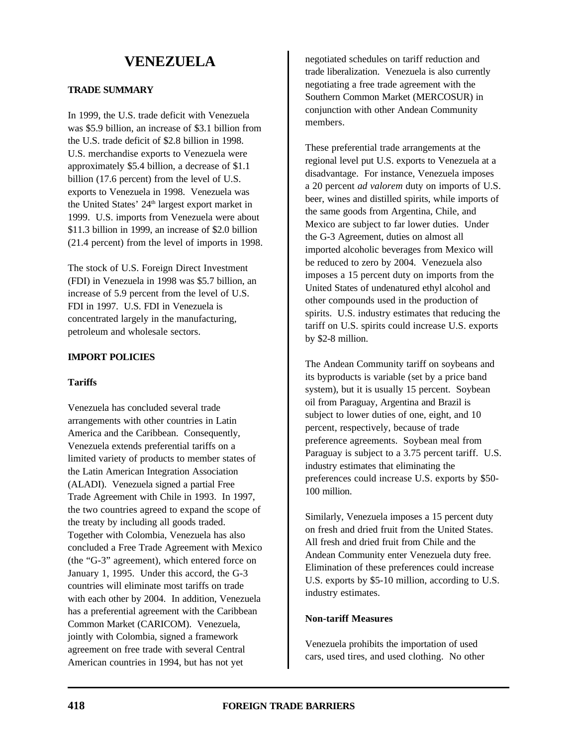# VENEZUELA

## TRADE SUMMARY

In 1999, the U.S. trade deficit with Venezuela was $5.9 billion, an increase of $3.1 billion from the U.S. trade deficit of $2.8 billion in 1998. U.S. merchandise exports to Venezuela were approximately $5.4 billion, a decrease of $1.1 billion (17.6 percent) from the level of U.S. exports to Venezuela in 1998. Venezuela was the United States' 24th largest export market in 1999. U.S. imports from Venezuela were about $11.3 billion in 1999, an increase of $2.0 billion (21.4 percent) from the level of imports in 1998.

The stock of U.S. Foreign Direct Investment (FDI) in Venezuela in 1998 was $5.7 billion, an increase of 5.9 percent from the level of U.S. FDI in 1997. U.S. FDI in Venezuela is concentrated largely in the manufacturing, petroleum and wholesale sectors.

## IMPORT POLICIES

### Tariffs

Venezuela has concluded several trade arrangements with other countries in Latin America and the Caribbean. Consequently, Venezuela extends preferential tariffs on a limited variety of products to member states of the Latin American Integration Association (ALADI). Venezuela signed a partial Free Trade Agreement with Chile in 1993. In 1997, the two countries agreed to expand the scope of the treaty by including all goods traded. Together with Colombia, Venezuela has also concluded a Free Trade Agreement with Mexico (the "G-3" agreement), which entered force on January 1, 1995. Under this accord, the G-3 countries will eliminate most tariffs on trade with each other by 2004. In addition, Venezuela has a preferential agreement with the Caribbean Common Market (CARICOM). Venezuela, jointly with Colombia, signed a framework agreement on free trade with several Central American countries in 1994, but has not yet negotiated schedules on tariff reduction and trade liberalization. Venezuela is also currently negotiating a free trade agreement with the Southern Common Market (MERCOSUR) in conjunction with other Andean Community members.

These preferential trade arrangements at the regional level put U.S. exports to Venezuela at a disadvantage. For instance, Venezuela imposes a 20 percent *ad valorem* duty on imports of U.S. beer, wines and distilled spirits, while imports of the same goods from Argentina, Chile, and Mexico are subject to far lower duties. Under the G-3 Agreement, duties on almost all imported alcoholic beverages from Mexico will be reduced to zero by 2004. Venezuela also imposes a 15 percent duty on imports from the United States of undenatured ethyl alcohol and other compounds used in the production of spirits. U.S. industry estimates that reducing the tariff on U.S. spirits could increase U.S. exports by $2-8 million.

The Andean Community tariff on soybeans and its byproducts is variable (set by a price band system), but it is usually 15 percent. Soybean oil from Paraguay, Argentina and Brazil is subject to lower duties of one, eight, and 10 percent, respectively, because of trade preference agreements. Soybean meal from Paraguay is subject to a 3.75 percent tariff. U.S. industry estimates that eliminating the preferences could increase U.S. exports by $50-100 million.

Similarly, Venezuela imposes a 15 percent duty on fresh and dried fruit from the United States. All fresh and dried fruit from Chile and the Andean Community enter Venezuela duty free. Elimination of these preferences could increase U.S. exports by $5-10 million, according to U.S. industry estimates.

### Non-tariff Measures

Venezuela prohibits the importation of used cars, used tires, and used clothing. No other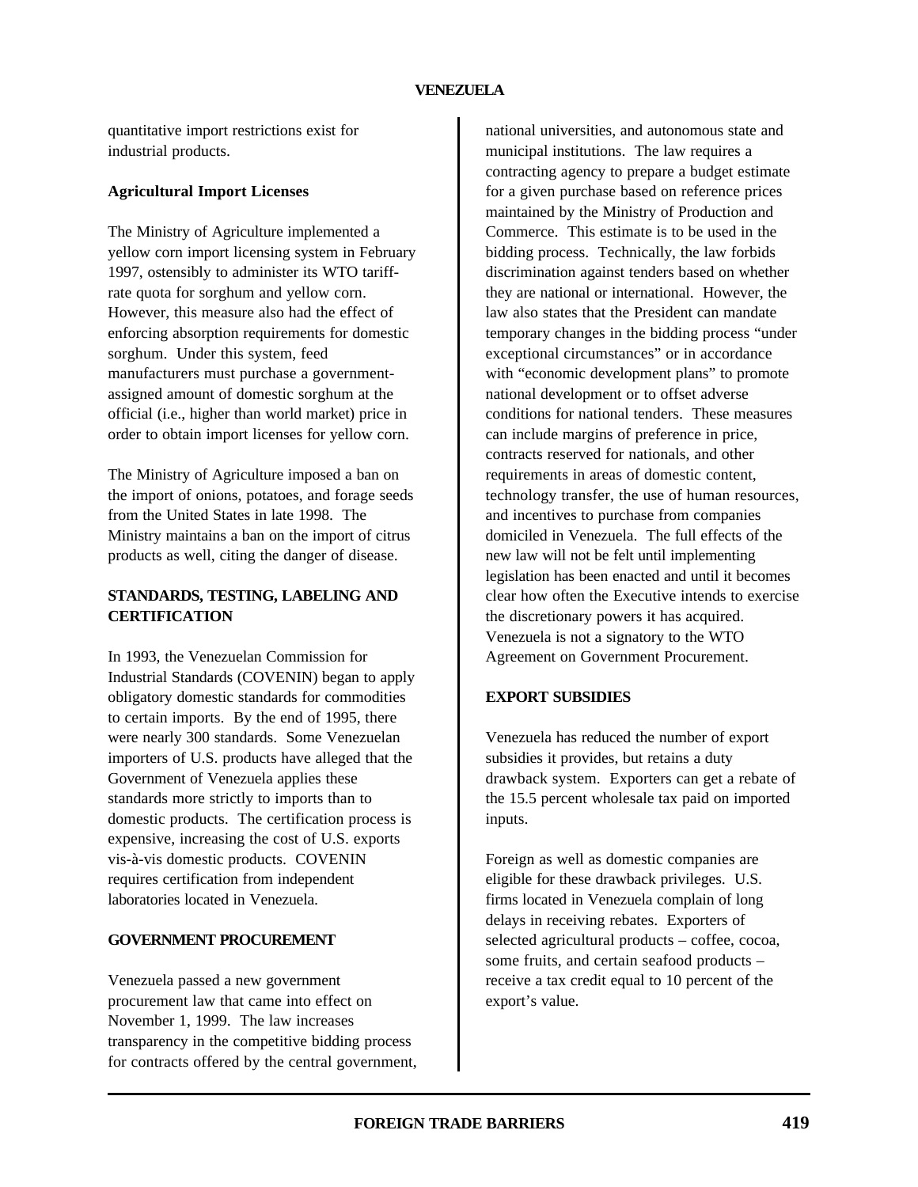quantitative import restrictions exist for industrial products.

**Agricultural Import Licenses**

The Ministry of Agriculture implemented a yellow corn import licensing system in February 1997, ostensibly to administer its WTO tariff-rate quota for sorghum and yellow corn. However, this measure also had the effect of enforcing absorption requirements for domestic sorghum. Under this system, feed manufacturers must purchase a government-assigned amount of domestic sorghum at the official (i.e., higher than world market) price in order to obtain import licenses for yellow corn.

The Ministry of Agriculture imposed a ban on the import of onions, potatoes, and forage seeds from the United States in late 1998. The Ministry maintains a ban on the import of citrus products as well, citing the danger of disease.

## STANDARDS, TESTING, LABELING AND CERTIFICATION

In 1993, the Venezuelan Commission for Industrial Standards (COVENIN) began to apply obligatory domestic standards for commodities to certain imports. By the end of 1995, there were nearly 300 standards. Some Venezuelan importers of U.S. products have alleged that the Government of Venezuela applies these standards more strictly to imports than to domestic products. The certification process is expensive, increasing the cost of U.S. exports vis-à-vis domestic products. COVENIN requires certification from independent laboratories located in Venezuela.

## GOVERNMENT PROCUREMENT

Venezuela passed a new government procurement law that came into effect on November 1, 1999. The law increases transparency in the competitive bidding process for contracts offered by the central government, national universities, and autonomous state and municipal institutions. The law requires a contracting agency to prepare a budget estimate for a given purchase based on reference prices maintained by the Ministry of Production and Commerce. This estimate is to be used in the bidding process. Technically, the law forbids discrimination against tenders based on whether they are national or international. However, the law also states that the President can mandate temporary changes in the bidding process "under exceptional circumstances" or in accordance with "economic development plans" to promote national development or to offset adverse conditions for national tenders. These measures can include margins of preference in price, contracts reserved for nationals, and other requirements in areas of domestic content, technology transfer, the use of human resources, and incentives to purchase from companies domiciled in Venezuela. The full effects of the new law will not be felt until implementing legislation has been enacted and until it becomes clear how often the Executive intends to exercise the discretionary powers it has acquired. Venezuela is not a signatory to the WTO Agreement on Government Procurement.

## EXPORT SUBSIDIES

Venezuela has reduced the number of export subsidies it provides, but retains a duty drawback system. Exporters can get a rebate of the 15.5 percent wholesale tax paid on imported inputs.

Foreign as well as domestic companies are eligible for these drawback privileges. U.S. firms located in Venezuela complain of long delays in receiving rebates. Exporters of selected agricultural products – coffee, cocoa, some fruits, and certain seafood products – receive a tax credit equal to 10 percent of the export's value.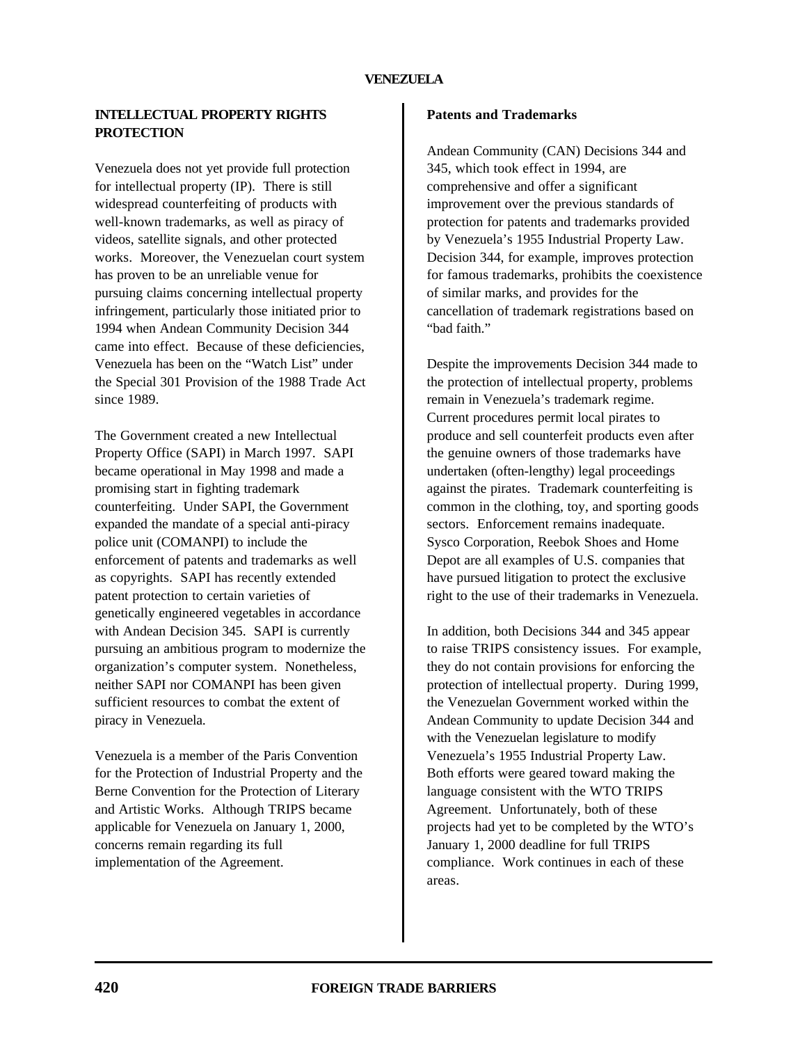## INTELLECTUAL PROPERTY RIGHTS PROTECTION

Venezuela does not yet provide full protection for intellectual property (IP). There is still widespread counterfeiting of products with well-known trademarks, as well as piracy of videos, satellite signals, and other protected works. Moreover, the Venezuelan court system has proven to be an unreliable venue for pursuing claims concerning intellectual property infringement, particularly those initiated prior to 1994 when Andean Community Decision 344 came into effect. Because of these deficiencies, Venezuela has been on the "Watch List" under the Special 301 Provision of the 1988 Trade Act since 1989.

The Government created a new Intellectual Property Office (SAPI) in March 1997. SAPI became operational in May 1998 and made a promising start in fighting trademark counterfeiting. Under SAPI, the Government expanded the mandate of a special anti-piracy police unit (COMANPI) to include the enforcement of patents and trademarks as well as copyrights. SAPI has recently extended patent protection to certain varieties of genetically engineered vegetables in accordance with Andean Decision 345. SAPI is currently pursuing an ambitious program to modernize the organization's computer system. Nonetheless, neither SAPI nor COMANPI has been given sufficient resources to combat the extent of piracy in Venezuela.

Venezuela is a member of the Paris Convention for the Protection of Industrial Property and the Berne Convention for the Protection of Literary and Artistic Works. Although TRIPS became applicable for Venezuela on January 1, 2000, concerns remain regarding its full implementation of the Agreement.

### Patents and Trademarks

Andean Community (CAN) Decisions 344 and 345, which took effect in 1994, are comprehensive and offer a significant improvement over the previous standards of protection for patents and trademarks provided by Venezuela's 1955 Industrial Property Law. Decision 344, for example, improves protection for famous trademarks, prohibits the coexistence of similar marks, and provides for the cancellation of trademark registrations based on "bad faith."

Despite the improvements Decision 344 made to the protection of intellectual property, problems remain in Venezuela's trademark regime. Current procedures permit local pirates to produce and sell counterfeit products even after the genuine owners of those trademarks have undertaken (often-lengthy) legal proceedings against the pirates. Trademark counterfeiting is common in the clothing, toy, and sporting goods sectors. Enforcement remains inadequate. Sysco Corporation, Reebok Shoes and Home Depot are all examples of U.S. companies that have pursued litigation to protect the exclusive right to the use of their trademarks in Venezuela.

In addition, both Decisions 344 and 345 appear to raise TRIPS consistency issues. For example, they do not contain provisions for enforcing the protection of intellectual property. During 1999, the Venezuelan Government worked within the Andean Community to update Decision 344 and with the Venezuelan legislature to modify Venezuela's 1955 Industrial Property Law. Both efforts were geared toward making the language consistent with the WTO TRIPS Agreement. Unfortunately, both of these projects had yet to be completed by the WTO's January 1, 2000 deadline for full TRIPS compliance. Work continues in each of these areas.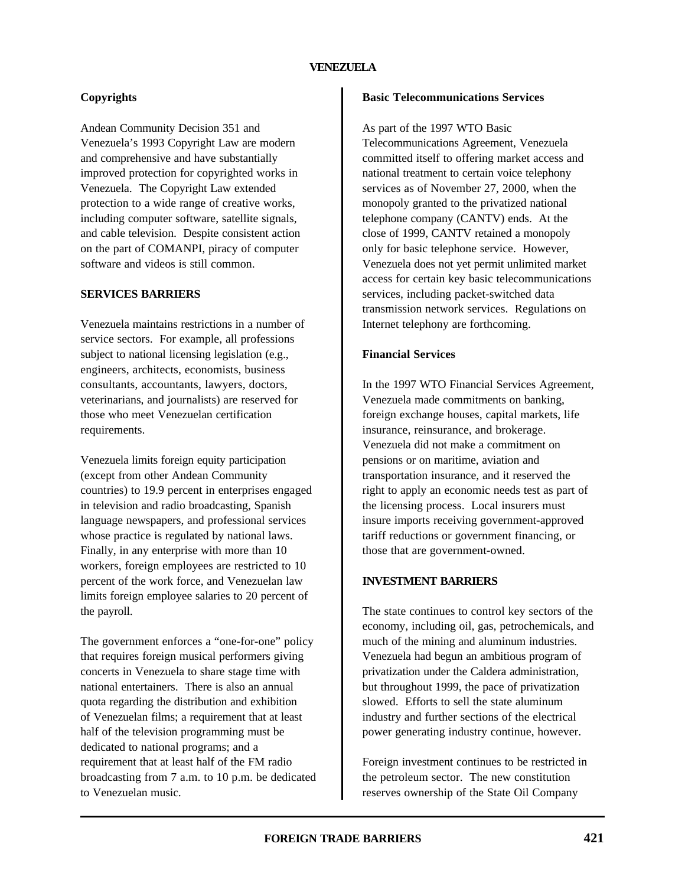### Copyrights

Andean Community Decision 351 and Venezuela's 1993 Copyright Law are modern and comprehensive and have substantially improved protection for copyrighted works in Venezuela. The Copyright Law extended protection to a wide range of creative works, including computer software, satellite signals, and cable television. Despite consistent action on the part of COMANPI, piracy of computer software and videos is still common.

## SERVICES BARRIERS

Venezuela maintains restrictions in a number of service sectors. For example, all professions subject to national licensing legislation (e.g., engineers, architects, economists, business consultants, accountants, lawyers, doctors, veterinarians, and journalists) are reserved for those who meet Venezuelan certification requirements.

Venezuela limits foreign equity participation (except from other Andean Community countries) to 19.9 percent in enterprises engaged in television and radio broadcasting, Spanish language newspapers, and professional services whose practice is regulated by national laws. Finally, in any enterprise with more than 10 workers, foreign employees are restricted to 10 percent of the work force, and Venezuelan law limits foreign employee salaries to 20 percent of the payroll.

The government enforces a "one-for-one" policy that requires foreign musical performers giving concerts in Venezuela to share stage time with national entertainers. There is also an annual quota regarding the distribution and exhibition of Venezuelan films; a requirement that at least half of the television programming must be dedicated to national programs; and a requirement that at least half of the FM radio broadcasting from 7 a.m. to 10 p.m. be dedicated to Venezuelan music.

### Basic Telecommunications Services

As part of the 1997 WTO Basic Telecommunications Agreement, Venezuela committed itself to offering market access and national treatment to certain voice telephony services as of November 27, 2000, when the monopoly granted to the privatized national telephone company (CANTV) ends. At the close of 1999, CANTV retained a monopoly only for basic telephone service. However, Venezuela does not yet permit unlimited market access for certain key basic telecommunications services, including packet-switched data transmission network services. Regulations on Internet telephony are forthcoming.

### Financial Services

In the 1997 WTO Financial Services Agreement, Venezuela made commitments on banking, foreign exchange houses, capital markets, life insurance, reinsurance, and brokerage. Venezuela did not make a commitment on pensions or on maritime, aviation and transportation insurance, and it reserved the right to apply an economic needs test as part of the licensing process. Local insurers must insure imports receiving government-approved tariff reductions or government financing, or those that are government-owned.

## INVESTMENT BARRIERS

The state continues to control key sectors of the economy, including oil, gas, petrochemicals, and much of the mining and aluminum industries. Venezuela had begun an ambitious program of privatization under the Caldera administration, but throughout 1999, the pace of privatization slowed. Efforts to sell the state aluminum industry and further sections of the electrical power generating industry continue, however.

Foreign investment continues to be restricted in the petroleum sector. The new constitution reserves ownership of the State Oil Company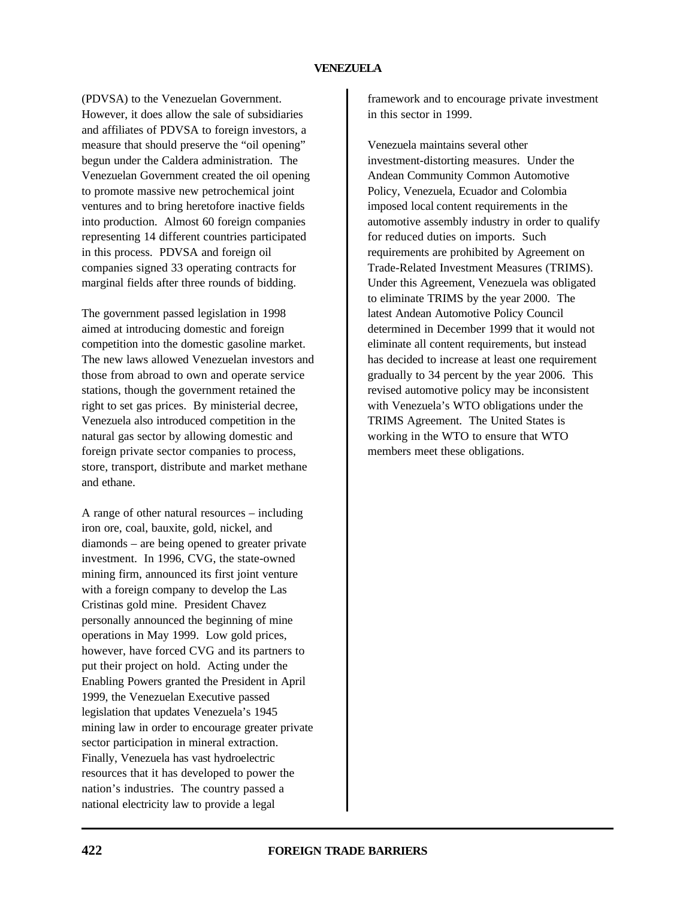(PDVSA) to the Venezuelan Government. However, it does allow the sale of subsidiaries and affiliates of PDVSA to foreign investors, a measure that should preserve the "oil opening" begun under the Caldera administration. The Venezuelan Government created the oil opening to promote massive new petrochemical joint ventures and to bring heretofore inactive fields into production. Almost 60 foreign companies representing 14 different countries participated in this process. PDVSA and foreign oil companies signed 33 operating contracts for marginal fields after three rounds of bidding.

The government passed legislation in 1998 aimed at introducing domestic and foreign competition into the domestic gasoline market. The new laws allowed Venezuelan investors and those from abroad to own and operate service stations, though the government retained the right to set gas prices. By ministerial decree, Venezuela also introduced competition in the natural gas sector by allowing domestic and foreign private sector companies to process, store, transport, distribute and market methane and ethane.

A range of other natural resources – including iron ore, coal, bauxite, gold, nickel, and diamonds – are being opened to greater private investment. In 1996, CVG, the state-owned mining firm, announced its first joint venture with a foreign company to develop the Las Cristinas gold mine. President Chavez personally announced the beginning of mine operations in May 1999. Low gold prices, however, have forced CVG and its partners to put their project on hold. Acting under the Enabling Powers granted the President in April 1999, the Venezuelan Executive passed legislation that updates Venezuela's 1945 mining law in order to encourage greater private sector participation in mineral extraction. Finally, Venezuela has vast hydroelectric resources that it has developed to power the nation's industries. The country passed a national electricity law to provide a legal framework and to encourage private investment in this sector in 1999.

Venezuela maintains several other investment-distorting measures. Under the Andean Community Common Automotive Policy, Venezuela, Ecuador and Colombia imposed local content requirements in the automotive assembly industry in order to qualify for reduced duties on imports. Such requirements are prohibited by Agreement on Trade-Related Investment Measures (TRIMS). Under this Agreement, Venezuela was obligated to eliminate TRIMS by the year 2000. The latest Andean Automotive Policy Council determined in December 1999 that it would not eliminate all content requirements, but instead has decided to increase at least one requirement gradually to 34 percent by the year 2006. This revised automotive policy may be inconsistent with Venezuela's WTO obligations under the TRIMS Agreement. The United States is working in the WTO to ensure that WTO members meet these obligations.